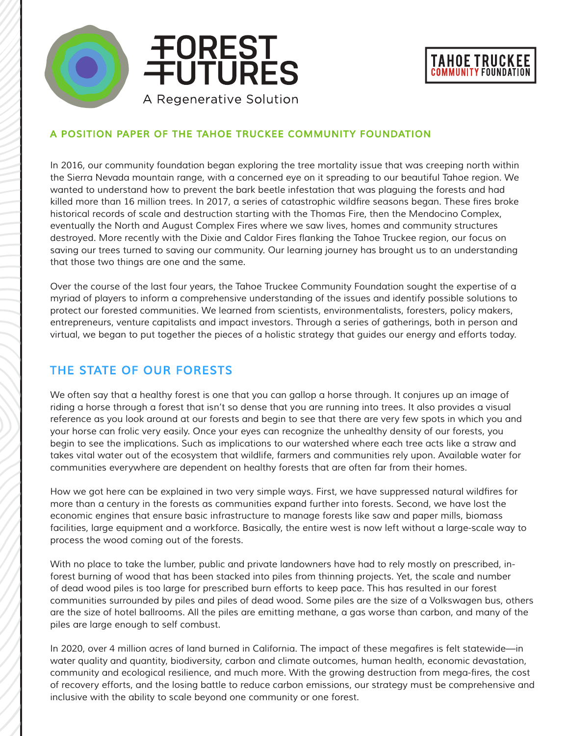# FOREST FUTURES

A Regenerative Solution

TAHOE TRUCKEE COMMUNITY FOUNDATION

## A POSITION PAPER OF THE TAHOE TRUCKEE COMMUNITY FOUNDATION

In 2016, our community foundation began exploring the tree mortality issue that was creeping north within the Sierra Nevada mountain range, with a concerned eye on it spreading to our beautiful Tahoe region. We wanted to understand how to prevent the bark beetle infestation that was plaguing the forests and had killed more than 16 million trees. In 2017, a series of catastrophic wildfire seasons began. These fires broke historical records of scale and destruction starting with the Thomas Fire, then the Mendocino Complex, eventually the North and August Complex Fires where we saw lives, homes and community structures destroyed. More recently with the Dixie and Caldor Fires flanking the Tahoe Truckee region, our focus on saving our trees turned to saving our community. Our learning journey has brought us to an understanding that those two things are one and the same.

Over the course of the last four years, the Tahoe Truckee Community Foundation sought the expertise of a myriad of players to inform a comprehensive understanding of the issues and identify possible solutions to protect our forested communities. We learned from scientists, environmentalists, foresters, policy makers, entrepreneurs, venture capitalists and impact investors. Through a series of gatherings, both in person and virtual, we began to put together the pieces of a holistic strategy that guides our energy and efforts today.

## THE STATE OF OUR FORESTS

We often say that a healthy forest is one that you can gallop a horse through. It conjures up an image of riding a horse through a forest that isn't so dense that you are running into trees. It also provides a visual reference as you look around at our forests and begin to see that there are very few spots in which you and your horse can frolic very easily. Once your eyes can recognize the unhealthy density of our forests, you begin to see the implications. Such as implications to our watershed where each tree acts like a straw and takes vital water out of the ecosystem that wildlife, farmers and communities rely upon. Available water for communities everywhere are dependent on healthy forests that are often far from their homes.

How we got here can be explained in two very simple ways. First, we have suppressed natural wildfires for more than a century in the forests as communities expand further into forests. Second, we have lost the economic engines that ensure basic infrastructure to manage forests like saw and paper mills, biomass facilities, large equipment and a workforce. Basically, the entire west is now left without a large-scale way to process the wood coming out of the forests.

With no place to take the lumber, public and private landowners have had to rely mostly on prescribed, in-forest burning of wood that has been stacked into piles from thinning projects. Yet, the scale and number of dead wood piles is too large for prescribed burn efforts to keep pace. This has resulted in our forest communities surrounded by piles and piles of dead wood. Some piles are the size of a Volkswagen bus, others are the size of hotel ballrooms. All the piles are emitting methane, a gas worse than carbon, and many of the piles are large enough to self combust.

In 2020, over 4 million acres of land burned in California. The impact of these megafires is felt statewide—in water quality and quantity, biodiversity, carbon and climate outcomes, human health, economic devastation, community and ecological resilience, and much more. With the growing destruction from mega-fires, the cost of recovery efforts, and the losing battle to reduce carbon emissions, our strategy must be comprehensive and inclusive with the ability to scale beyond one community or one forest.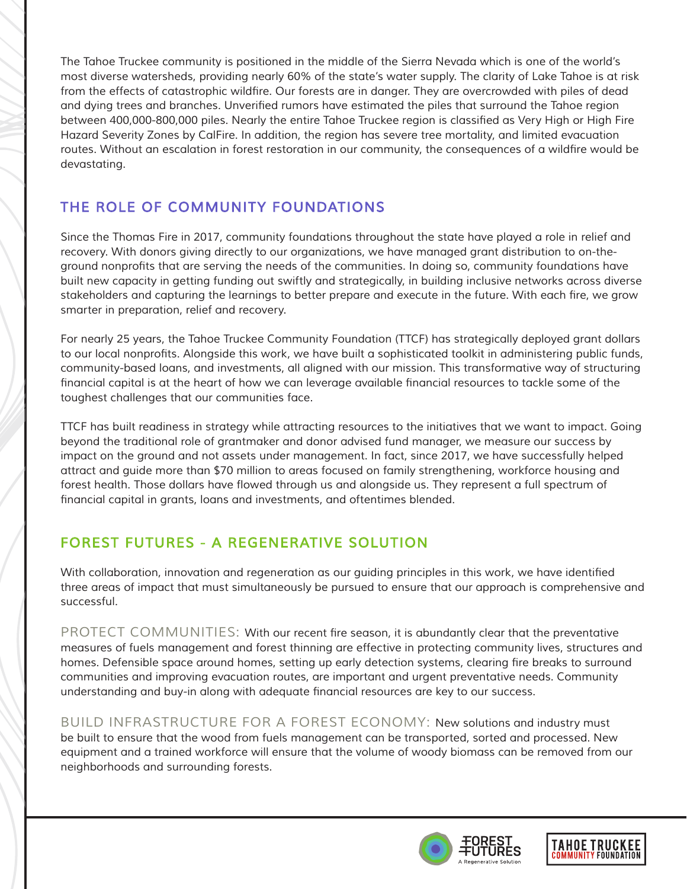The Tahoe Truckee community is positioned in the middle of the Sierra Nevada which is one of the world's most diverse watersheds, providing nearly 60% of the state's water supply. The clarity of Lake Tahoe is at risk from the effects of catastrophic wildfire. Our forests are in danger. They are overcrowded with piles of dead and dying trees and branches. Unverified rumors have estimated the piles that surround the Tahoe region between 400,000-800,000 piles. Nearly the entire Tahoe Truckee region is classified as Very High or High Fire Hazard Severity Zones by CalFire. In addition, the region has severe tree mortality, and limited evacuation routes. Without an escalation in forest restoration in our community, the consequences of a wildfire would be devastating.

## THE ROLE OF COMMUNITY FOUNDATIONS

Since the Thomas Fire in 2017, community foundations throughout the state have played a role in relief and recovery. With donors giving directly to our organizations, we have managed grant distribution to on-the-ground nonprofits that are serving the needs of the communities. In doing so, community foundations have built new capacity in getting funding out swiftly and strategically, in building inclusive networks across diverse stakeholders and capturing the learnings to better prepare and execute in the future. With each fire, we grow smarter in preparation, relief and recovery.

For nearly 25 years, the Tahoe Truckee Community Foundation (TTCF) has strategically deployed grant dollars to our local nonprofits. Alongside this work, we have built a sophisticated toolkit in administering public funds, community-based loans, and investments, all aligned with our mission. This transformative way of structuring financial capital is at the heart of how we can leverage available financial resources to tackle some of the toughest challenges that our communities face.

TTCF has built readiness in strategy while attracting resources to the initiatives that we want to impact. Going beyond the traditional role of grantmaker and donor advised fund manager, we measure our success by impact on the ground and not assets under management. In fact, since 2017, we have successfully helped attract and guide more than $70 million to areas focused on family strengthening, workforce housing and forest health. Those dollars have flowed through us and alongside us. They represent a full spectrum of financial capital in grants, loans and investments, and oftentimes blended.

## FOREST FUTURES - A REGENERATIVE SOLUTION

With collaboration, innovation and regeneration as our guiding principles in this work, we have identified three areas of impact that must simultaneously be pursued to ensure that our approach is comprehensive and successful.

PROTECT COMMUNITIES: With our recent fire season, it is abundantly clear that the preventative measures of fuels management and forest thinning are effective in protecting community lives, structures and homes. Defensible space around homes, setting up early detection systems, clearing fire breaks to surround communities and improving evacuation routes, are important and urgent preventative needs. Community understanding and buy-in along with adequate financial resources are key to our success.

BUILD INFRASTRUCTURE FOR A FOREST ECONOMY: New solutions and industry must be built to ensure that the wood from fuels management can be transported, sorted and processed. New equipment and a trained workforce will ensure that the volume of woody biomass can be removed from our neighborhoods and surrounding forests.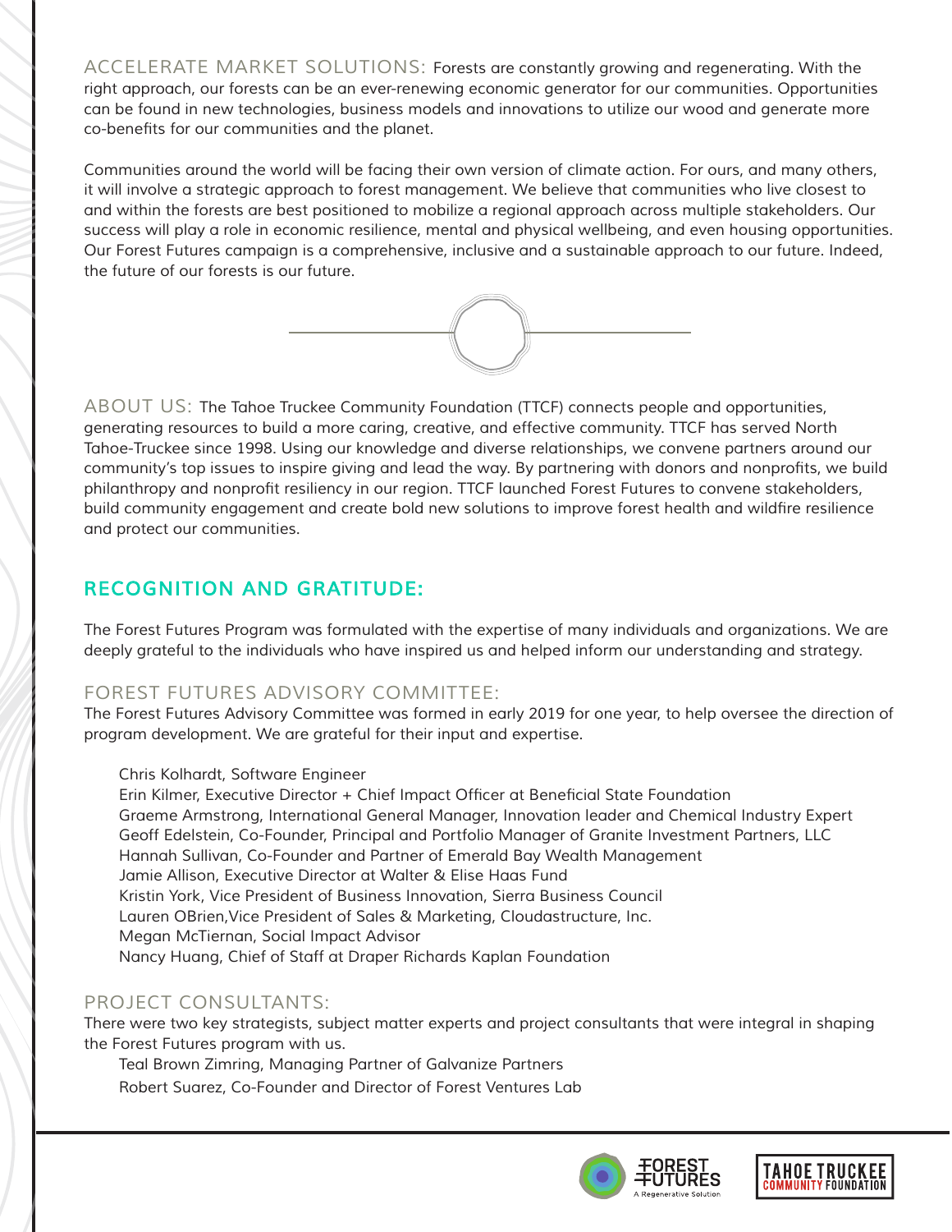ACCELERATE MARKET SOLUTIONS: Forests are constantly growing and regenerating. With the right approach, our forests can be an ever-renewing economic generator for our communities. Opportunities can be found in new technologies, business models and innovations to utilize our wood and generate more co-benefits for our communities and the planet.

Communities around the world will be facing their own version of climate action. For ours, and many others, it will involve a strategic approach to forest management. We believe that communities who live closest to and within the forests are best positioned to mobilize a regional approach across multiple stakeholders. Our success will play a role in economic resilience, mental and physical wellbeing, and even housing opportunities. Our Forest Futures campaign is a comprehensive, inclusive and a sustainable approach to our future. Indeed, the future of our forests is our future.

ABOUT US: The Tahoe Truckee Community Foundation (TTCF) connects people and opportunities, generating resources to build a more caring, creative, and effective community. TTCF has served North Tahoe-Truckee since 1998. Using our knowledge and diverse relationships, we convene partners around our community's top issues to inspire giving and lead the way. By partnering with donors and nonprofits, we build philanthropy and nonprofit resiliency in our region. TTCF launched Forest Futures to convene stakeholders, build community engagement and create bold new solutions to improve forest health and wildfire resilience and protect our communities.

## RECOGNITION AND GRATITUDE:

The Forest Futures Program was formulated with the expertise of many individuals and organizations. We are deeply grateful to the individuals who have inspired us and helped inform our understanding and strategy.

### FOREST FUTURES ADVISORY COMMITTEE:

The Forest Futures Advisory Committee was formed in early 2019 for one year, to help oversee the direction of program development. We are grateful for their input and expertise.

Chris Kolhardt, Software Engineer
Erin Kilmer, Executive Director + Chief Impact Officer at Beneficial State Foundation
Graeme Armstrong, International General Manager, Innovation leader and Chemical Industry Expert
Geoff Edelstein, Co-Founder, Principal and Portfolio Manager of Granite Investment Partners, LLC
Hannah Sullivan, Co-Founder and Partner of Emerald Bay Wealth Management
Jamie Allison, Executive Director at Walter & Elise Haas Fund
Kristin York, Vice President of Business Innovation, Sierra Business Council
Lauren OBrien,Vice President of Sales & Marketing, Cloudastructure, Inc.
Megan McTiernan, Social Impact Advisor
Nancy Huang, Chief of Staff at Draper Richards Kaplan Foundation

### PROJECT CONSULTANTS:

There were two key strategists, subject matter experts and project consultants that were integral in shaping the Forest Futures program with us.

Teal Brown Zimring, Managing Partner of Galvanize Partners
Robert Suarez, Co-Founder and Director of Forest Ventures Lab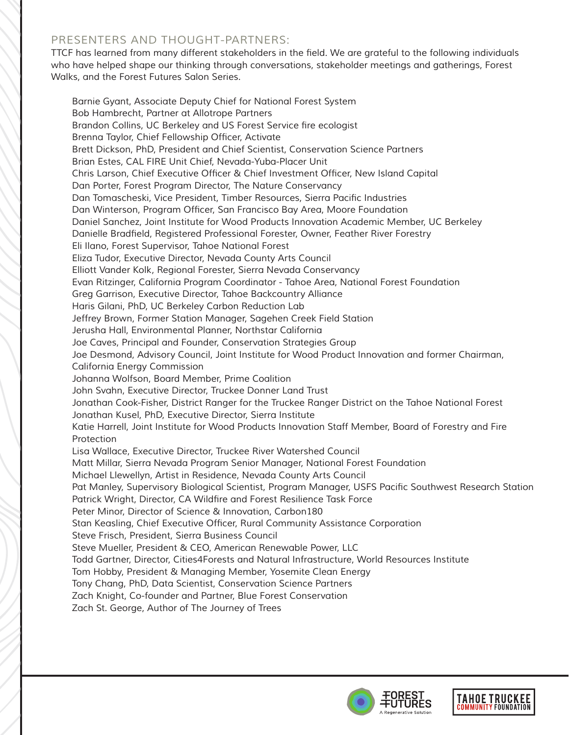## PRESENTERS AND THOUGHT-PARTNERS:

TTCF has learned from many different stakeholders in the field. We are grateful to the following individuals who have helped shape our thinking through conversations, stakeholder meetings and gatherings, Forest Walks, and the Forest Futures Salon Series.

- Barnie Gyant, Associate Deputy Chief for National Forest System
- Bob Hambrecht, Partner at Allotrope Partners
- Brandon Collins, UC Berkeley and US Forest Service fire ecologist
- Brenna Taylor, Chief Fellowship Officer, Activate
- Brett Dickson, PhD, President and Chief Scientist, Conservation Science Partners
- Brian Estes, CAL FIRE Unit Chief, Nevada-Yuba-Placer Unit
- Chris Larson, Chief Executive Officer & Chief Investment Officer, New Island Capital
- Dan Porter, Forest Program Director, The Nature Conservancy
- Dan Tomascheski, Vice President, Timber Resources, Sierra Pacific Industries
- Dan Winterson, Program Officer, San Francisco Bay Area, Moore Foundation
- Daniel Sanchez, Joint Institute for Wood Products Innovation Academic Member, UC Berkeley
- Danielle Bradfield, Registered Professional Forester, Owner, Feather River Forestry
- Eli Ilano, Forest Supervisor, Tahoe National Forest
- Eliza Tudor, Executive Director, Nevada County Arts Council
- Elliott Vander Kolk, Regional Forester, Sierra Nevada Conservancy
- Evan Ritzinger, California Program Coordinator - Tahoe Area, National Forest Foundation
- Greg Garrison, Executive Director, Tahoe Backcountry Alliance
- Haris Gilani, PhD, UC Berkeley Carbon Reduction Lab
- Jeffrey Brown, Former Station Manager, Sagehen Creek Field Station
- Jerusha Hall, Environmental Planner, Northstar California
- Joe Caves, Principal and Founder, Conservation Strategies Group
- Joe Desmond, Advisory Council, Joint Institute for Wood Product Innovation and former Chairman, California Energy Commission
- Johanna Wolfson, Board Member, Prime Coalition
- John Svahn, Executive Director, Truckee Donner Land Trust
- Jonathan Cook-Fisher, District Ranger for the Truckee Ranger District on the Tahoe National Forest
- Jonathan Kusel, PhD, Executive Director, Sierra Institute
- Katie Harrell, Joint Institute for Wood Products Innovation Staff Member, Board of Forestry and Fire Protection
- Lisa Wallace, Executive Director, Truckee River Watershed Council
- Matt Millar, Sierra Nevada Program Senior Manager, National Forest Foundation
- Michael Llewellyn, Artist in Residence, Nevada County Arts Council
- Pat Manley, Supervisory Biological Scientist, Program Manager, USFS Pacific Southwest Research Station
- Patrick Wright, Director, CA Wildfire and Forest Resilience Task Force
- Peter Minor, Director of Science & Innovation, Carbon180
- Stan Keasling, Chief Executive Officer, Rural Community Assistance Corporation
- Steve Frisch, President, Sierra Business Council
- Steve Mueller, President & CEO, American Renewable Power, LLC
- Todd Gartner, Director, Cities4Forests and Natural Infrastructure, World Resources Institute
- Tom Hobby, President & Managing Member, Yosemite Clean Energy
- Tony Chang, PhD, Data Scientist, Conservation Science Partners
- Zach Knight, Co-founder and Partner, Blue Forest Conservation
- Zach St. George, Author of The Journey of Trees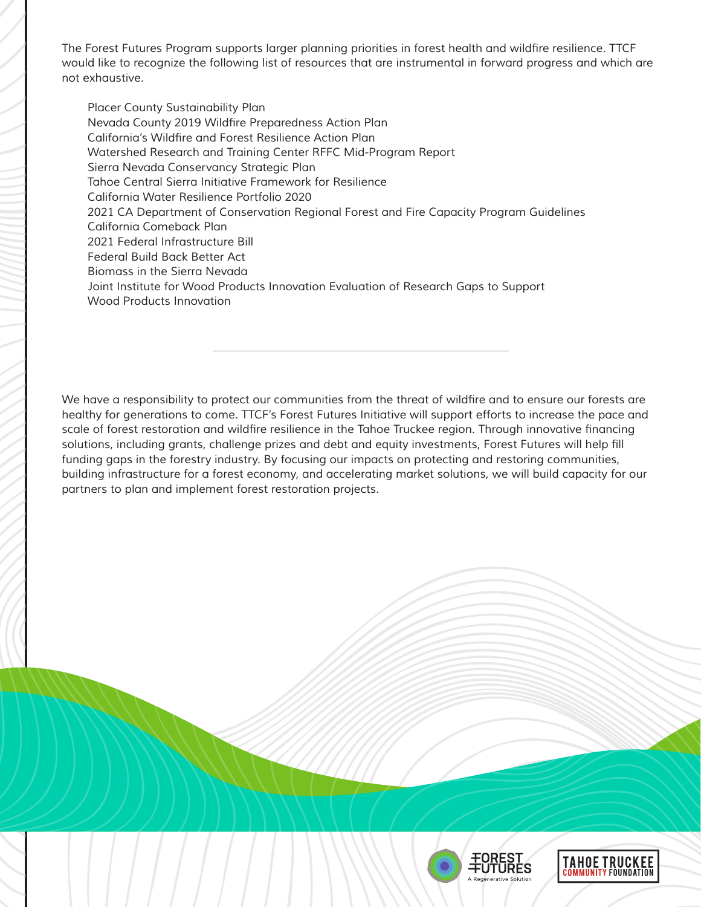The Forest Futures Program supports larger planning priorities in forest health and wildfire resilience. TTCF would like to recognize the following list of resources that are instrumental in forward progress and which are not exhaustive.

- Placer County Sustainability Plan
- Nevada County 2019 Wildfire Preparedness Action Plan
- California's Wildfire and Forest Resilience Action Plan
- Watershed Research and Training Center RFFC Mid-Program Report
- Sierra Nevada Conservancy Strategic Plan
- Tahoe Central Sierra Initiative Framework for Resilience
- California Water Resilience Portfolio 2020
- 2021 CA Department of Conservation Regional Forest and Fire Capacity Program Guidelines
- California Comeback Plan
- 2021 Federal Infrastructure Bill
- Federal Build Back Better Act
- Biomass in the Sierra Nevada
- Joint Institute for Wood Products Innovation Evaluation of Research Gaps to Support Wood Products Innovation

---

We have a responsibility to protect our communities from the threat of wildfire and to ensure our forests are healthy for generations to come. TTCF's Forest Futures Initiative will support efforts to increase the pace and scale of forest restoration and wildfire resilience in the Tahoe Truckee region. Through innovative financing solutions, including grants, challenge prizes and debt and equity investments, Forest Futures will help fill funding gaps in the forestry industry. By focusing our impacts on protecting and restoring communities, building infrastructure for a forest economy, and accelerating market solutions, we will build capacity for our partners to plan and implement forest restoration projects.

FOREST FUTURES
A Regenerative Solution

TAHOE TRUCKEE COMMUNITY FOUNDATION